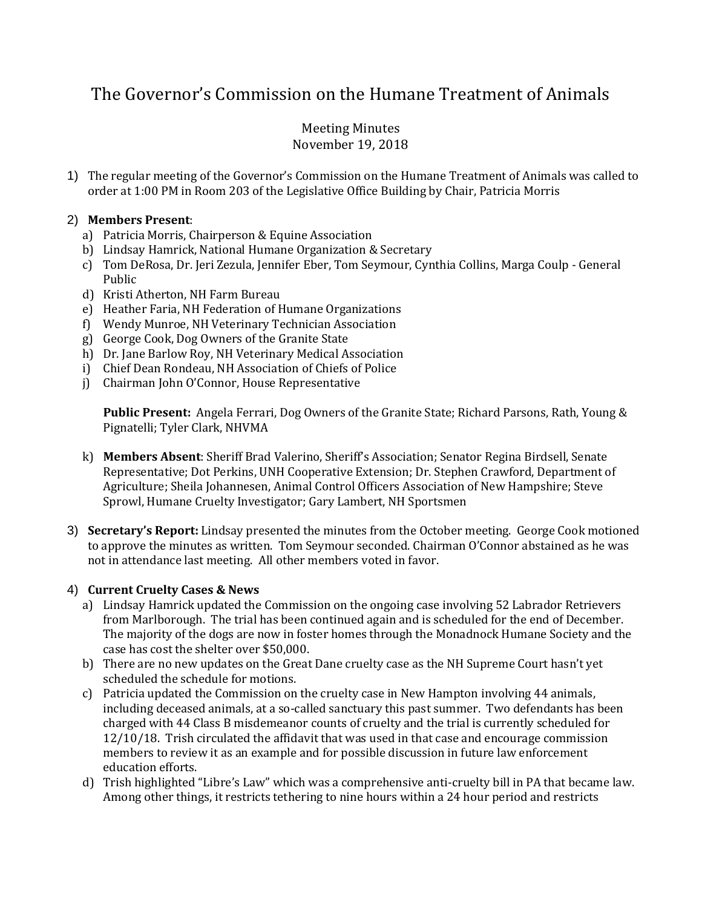# The Governor's Commission on the Humane Treatment of Animals

Meeting Minutes
November 19, 2018

1) The regular meeting of the Governor's Commission on the Humane Treatment of Animals was called to order at 1:00 PM in Room 203 of the Legislative Office Building by Chair, Patricia Morris

2) **Members Present**:
   a) Patricia Morris, Chairperson & Equine Association
   b) Lindsay Hamrick, National Humane Organization & Secretary
   c) Tom DeRosa, Dr. Jeri Zezula, Jennifer Eber, Tom Seymour, Cynthia Collins, Marga Coulp - General Public
   d) Kristi Atherton, NH Farm Bureau
   e) Heather Faria, NH Federation of Humane Organizations
   f) Wendy Munroe, NH Veterinary Technician Association
   g) George Cook, Dog Owners of the Granite State
   h) Dr. Jane Barlow Roy, NH Veterinary Medical Association
   i) Chief Dean Rondeau, NH Association of Chiefs of Police
   j) Chairman John O'Connor, House Representative

   **Public Present:** Angela Ferrari, Dog Owners of the Granite State; Richard Parsons, Rath, Young & Pignatelli; Tyler Clark, NHVMA

   k) **Members Absent**: Sheriff Brad Valerino, Sheriff's Association; Senator Regina Birdsell, Senate Representative; Dot Perkins, UNH Cooperative Extension; Dr. Stephen Crawford, Department of Agriculture; Sheila Johannesen, Animal Control Officers Association of New Hampshire; Steve Sprowl, Humane Cruelty Investigator; Gary Lambert, NH Sportsmen

3) **Secretary's Report:** Lindsay presented the minutes from the October meeting. George Cook motioned to approve the minutes as written. Tom Seymour seconded. Chairman O'Connor abstained as he was not in attendance last meeting. All other members voted in favor.

4) **Current Cruelty Cases & News**
   a) Lindsay Hamrick updated the Commission on the ongoing case involving 52 Labrador Retrievers from Marlborough. The trial has been continued again and is scheduled for the end of December. The majority of the dogs are now in foster homes through the Monadnock Humane Society and the case has cost the shelter over $50,000.
   b) There are no new updates on the Great Dane cruelty case as the NH Supreme Court hasn't yet scheduled the schedule for motions.
   c) Patricia updated the Commission on the cruelty case in New Hampton involving 44 animals, including deceased animals, at a so-called sanctuary this past summer. Two defendants has been charged with 44 Class B misdemeanor counts of cruelty and the trial is currently scheduled for 12/10/18. Trish circulated the affidavit that was used in that case and encourage commission members to review it as an example and for possible discussion in future law enforcement education efforts.
   d) Trish highlighted "Libre's Law" which was a comprehensive anti-cruelty bill in PA that became law. Among other things, it restricts tethering to nine hours within a 24 hour period and restricts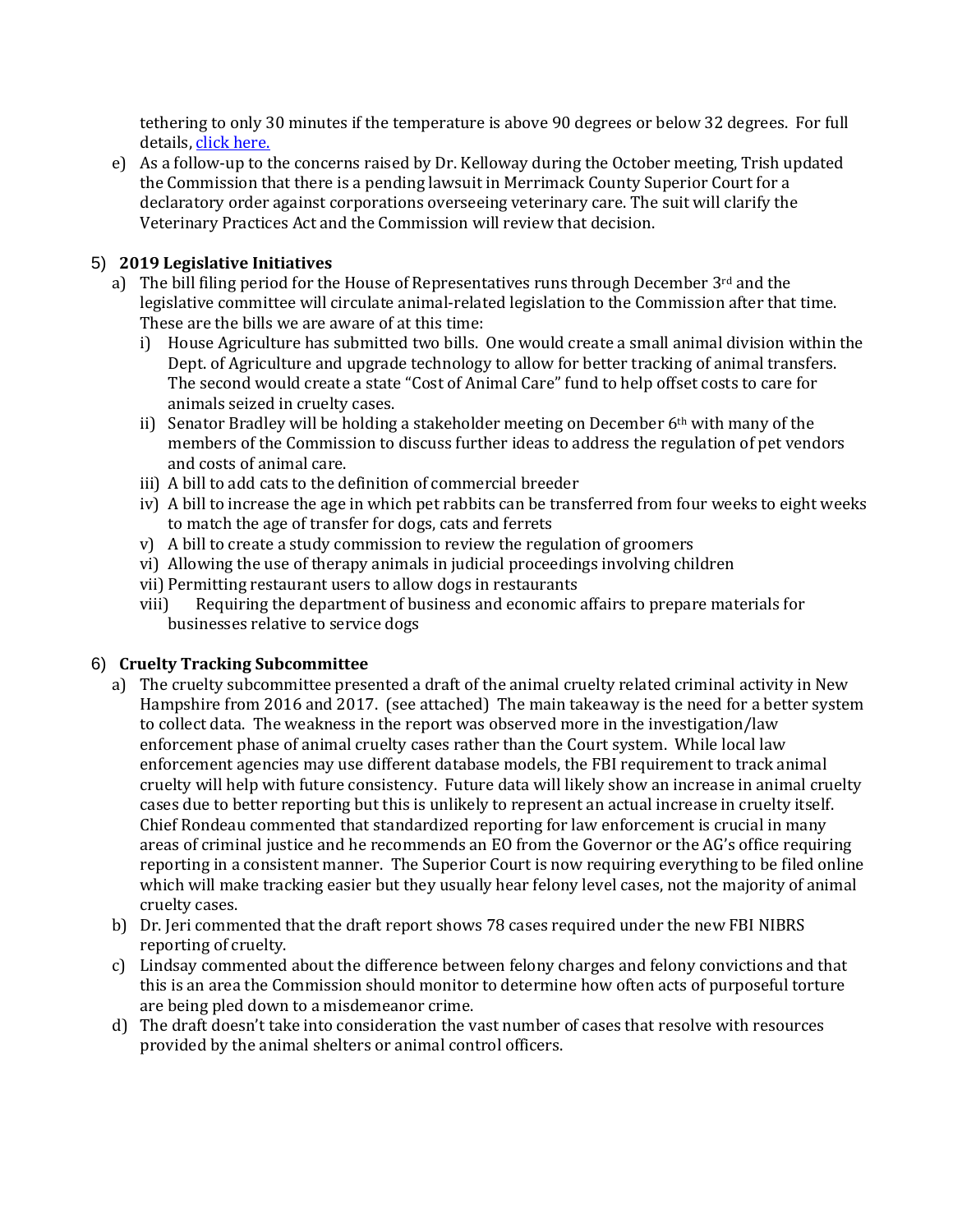tethering to only 30 minutes if the temperature is above 90 degrees or below 32 degrees. For full details, [click here.]

e) As a follow-up to the concerns raised by Dr. Kelloway during the October meeting, Trish updated the Commission that there is a pending lawsuit in Merrimack County Superior Court for a declaratory order against corporations overseeing veterinary care. The suit will clarify the Veterinary Practices Act and the Commission will review that decision.

5) **2019 Legislative Initiatives**

a) The bill filing period for the House of Representatives runs through December 3rd and the legislative committee will circulate animal-related legislation to the Commission after that time. These are the bills we are aware of at this time:

i) House Agriculture has submitted two bills. One would create a small animal division within the Dept. of Agriculture and upgrade technology to allow for better tracking of animal transfers. The second would create a state "Cost of Animal Care" fund to help offset costs to care for animals seized in cruelty cases.

ii) Senator Bradley will be holding a stakeholder meeting on December 6th with many of the members of the Commission to discuss further ideas to address the regulation of pet vendors and costs of animal care.

iii) A bill to add cats to the definition of commercial breeder

iv) A bill to increase the age in which pet rabbits can be transferred from four weeks to eight weeks to match the age of transfer for dogs, cats and ferrets

v) A bill to create a study commission to review the regulation of groomers

vi) Allowing the use of therapy animals in judicial proceedings involving children

vii) Permitting restaurant users to allow dogs in restaurants

viii) Requiring the department of business and economic affairs to prepare materials for businesses relative to service dogs

6) **Cruelty Tracking Subcommittee**

a) The cruelty subcommittee presented a draft of the animal cruelty related criminal activity in New Hampshire from 2016 and 2017. (see attached) The main takeaway is the need for a better system to collect data. The weakness in the report was observed more in the investigation/law enforcement phase of animal cruelty cases rather than the Court system. While local law enforcement agencies may use different database models, the FBI requirement to track animal cruelty will help with future consistency. Future data will likely show an increase in animal cruelty cases due to better reporting but this is unlikely to represent an actual increase in cruelty itself. Chief Rondeau commented that standardized reporting for law enforcement is crucial in many areas of criminal justice and he recommends an EO from the Governor or the AG's office requiring reporting in a consistent manner. The Superior Court is now requiring everything to be filed online which will make tracking easier but they usually hear felony level cases, not the majority of animal cruelty cases.

b) Dr. Jeri commented that the draft report shows 78 cases required under the new FBI NIBRS reporting of cruelty.

c) Lindsay commented about the difference between felony charges and felony convictions and that this is an area the Commission should monitor to determine how often acts of purposeful torture are being pled down to a misdemeanor crime.

d) The draft doesn't take into consideration the vast number of cases that resolve with resources provided by the animal shelters or animal control officers.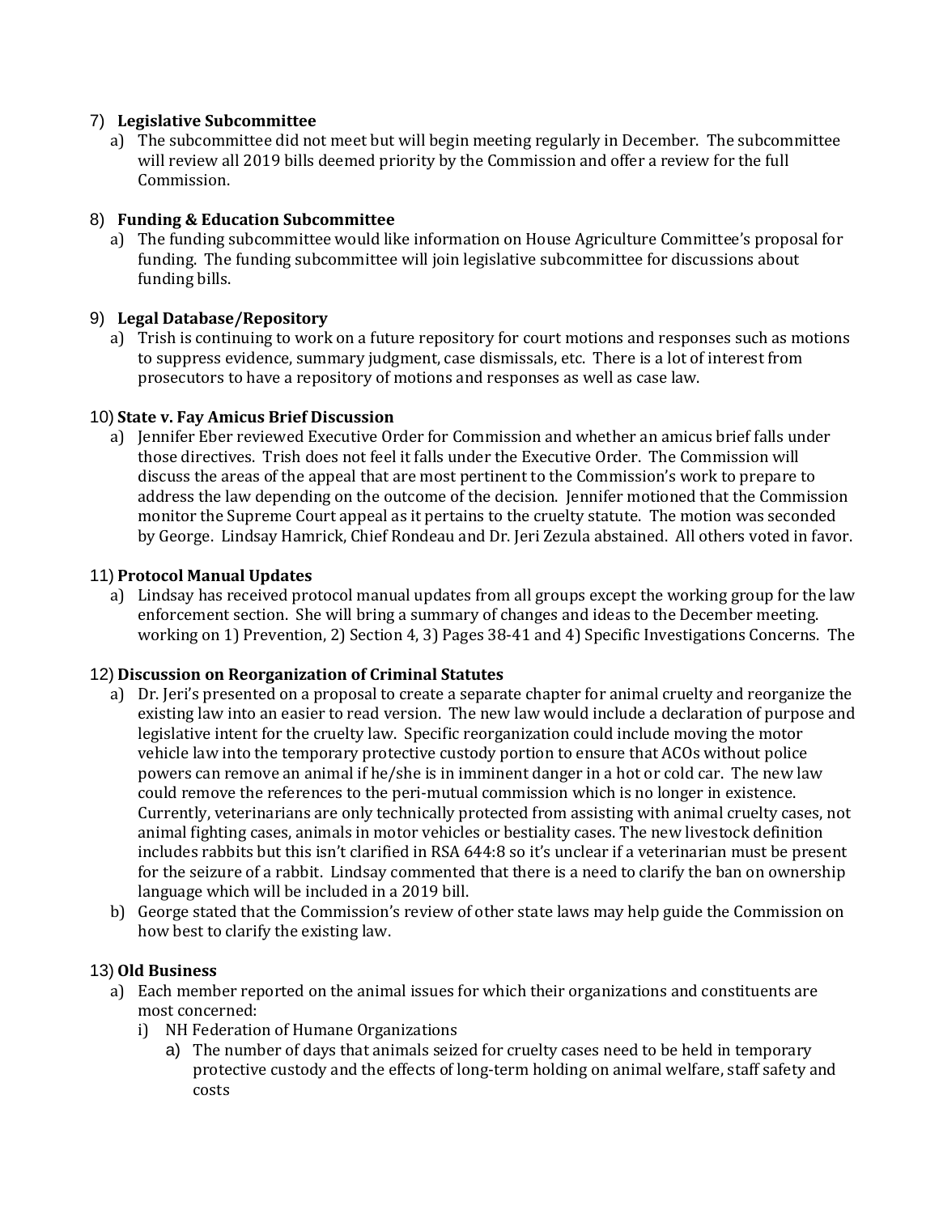7) **Legislative Subcommittee**

   a) The subcommittee did not meet but will begin meeting regularly in December. The subcommittee will review all 2019 bills deemed priority by the Commission and offer a review for the full Commission.

8) **Funding & Education Subcommittee**

   a) The funding subcommittee would like information on House Agriculture Committee's proposal for funding. The funding subcommittee will join legislative subcommittee for discussions about funding bills.

9) **Legal Database/Repository**

   a) Trish is continuing to work on a future repository for court motions and responses such as motions to suppress evidence, summary judgment, case dismissals, etc. There is a lot of interest from prosecutors to have a repository of motions and responses as well as case law.

10) **State v. Fay Amicus Brief Discussion**

   a) Jennifer Eber reviewed Executive Order for Commission and whether an amicus brief falls under those directives. Trish does not feel it falls under the Executive Order. The Commission will discuss the areas of the appeal that are most pertinent to the Commission's work to prepare to address the law depending on the outcome of the decision. Jennifer motioned that the Commission monitor the Supreme Court appeal as it pertains to the cruelty statute. The motion was seconded by George. Lindsay Hamrick, Chief Rondeau and Dr. Jeri Zezula abstained. All others voted in favor.

11) **Protocol Manual Updates**

   a) Lindsay has received protocol manual updates from all groups except the working group for the law enforcement section. She will bring a summary of changes and ideas to the December meeting. working on 1) Prevention, 2) Section 4, 3) Pages 38-41 and 4) Specific Investigations Concerns. The

12) **Discussion on Reorganization of Criminal Statutes**

   a) Dr. Jeri's presented on a proposal to create a separate chapter for animal cruelty and reorganize the existing law into an easier to read version. The new law would include a declaration of purpose and legislative intent for the cruelty law. Specific reorganization could include moving the motor vehicle law into the temporary protective custody portion to ensure that ACOs without police powers can remove an animal if he/she is in imminent danger in a hot or cold car. The new law could remove the references to the peri-mutual commission which is no longer in existence. Currently, veterinarians are only technically protected from assisting with animal cruelty cases, not animal fighting cases, animals in motor vehicles or bestiality cases. The new livestock definition includes rabbits but this isn't clarified in RSA 644:8 so it's unclear if a veterinarian must be present for the seizure of a rabbit. Lindsay commented that there is a need to clarify the ban on ownership language which will be included in a 2019 bill.

   b) George stated that the Commission's review of other state laws may help guide the Commission on how best to clarify the existing law.

13) **Old Business**

   a) Each member reported on the animal issues for which their organizations and constituents are most concerned:

      i) NH Federation of Humane Organizations

         a) The number of days that animals seized for cruelty cases need to be held in temporary protective custody and the effects of long-term holding on animal welfare, staff safety and costs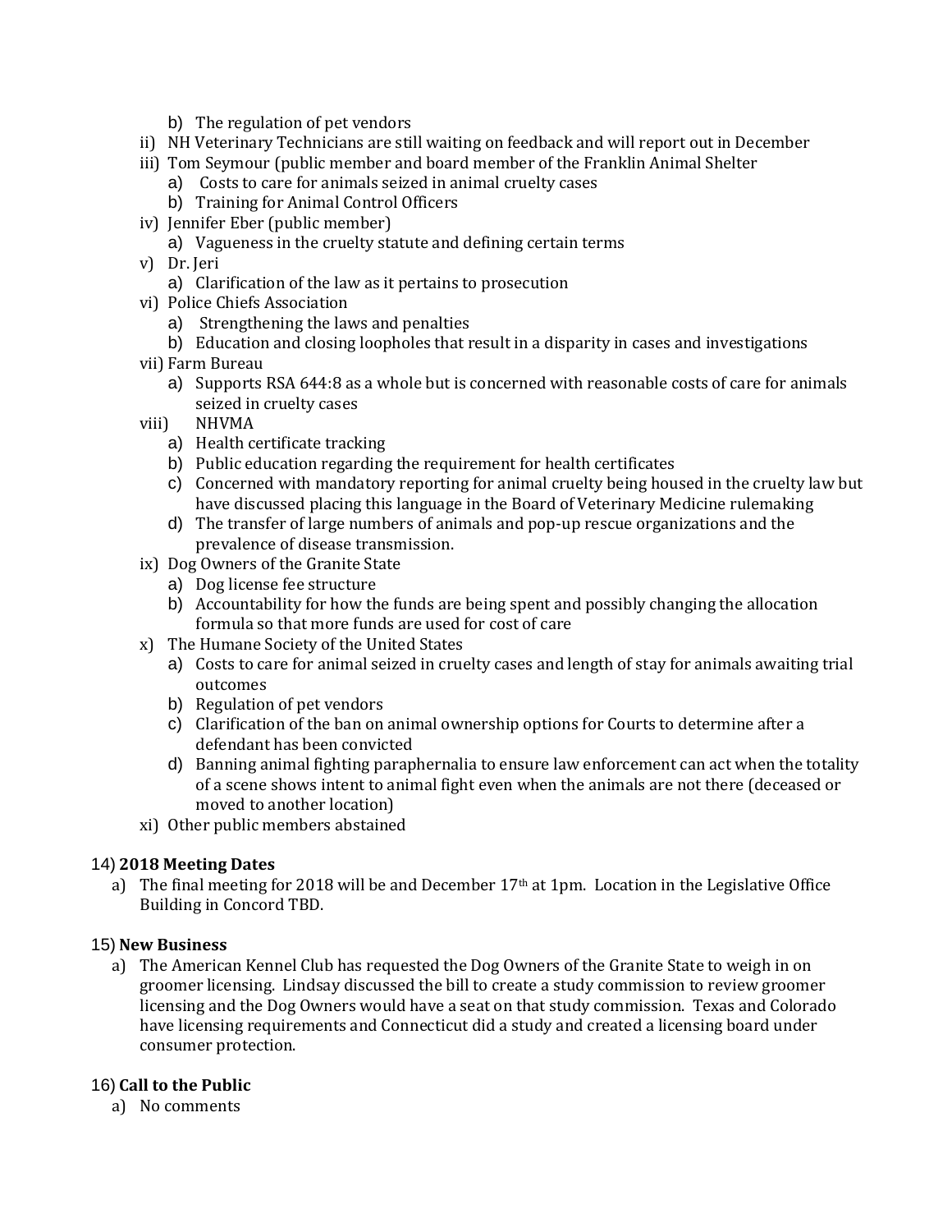- b) The regulation of pet vendors
- ii) NH Veterinary Technicians are still waiting on feedback and will report out in December
- iii) Tom Seymour (public member and board member of the Franklin Animal Shelter
   - a) Costs to care for animals seized in animal cruelty cases
   - b) Training for Animal Control Officers
- iv) Jennifer Eber (public member)
   - a) Vagueness in the cruelty statute and defining certain terms
- v) Dr. Jeri
   - a) Clarification of the law as it pertains to prosecution
- vi) Police Chiefs Association
   - a) Strengthening the laws and penalties
   - b) Education and closing loopholes that result in a disparity in cases and investigations
- vii) Farm Bureau
   - a) Supports RSA 644:8 as a whole but is concerned with reasonable costs of care for animals seized in cruelty cases
- viii) NHVMA
   - a) Health certificate tracking
   - b) Public education regarding the requirement for health certificates
   - c) Concerned with mandatory reporting for animal cruelty being housed in the cruelty law but have discussed placing this language in the Board of Veterinary Medicine rulemaking
   - d) The transfer of large numbers of animals and pop-up rescue organizations and the prevalence of disease transmission.
- ix) Dog Owners of the Granite State
   - a) Dog license fee structure
   - b) Accountability for how the funds are being spent and possibly changing the allocation formula so that more funds are used for cost of care
- x) The Humane Society of the United States
   - a) Costs to care for animal seized in cruelty cases and length of stay for animals awaiting trial outcomes
   - b) Regulation of pet vendors
   - c) Clarification of the ban on animal ownership options for Courts to determine after a defendant has been convicted
   - d) Banning animal fighting paraphernalia to ensure law enforcement can act when the totality of a scene shows intent to animal fight even when the animals are not there (deceased or moved to another location)
- xi) Other public members abstained

14) **2018 Meeting Dates**

- a) The final meeting for 2018 will be and December 17th at 1pm. Location in the Legislative Office Building in Concord TBD.

15) **New Business**

- a) The American Kennel Club has requested the Dog Owners of the Granite State to weigh in on groomer licensing. Lindsay discussed the bill to create a study commission to review groomer licensing and the Dog Owners would have a seat on that study commission. Texas and Colorado have licensing requirements and Connecticut did a study and created a licensing board under consumer protection.

16) **Call to the Public**

- a) No comments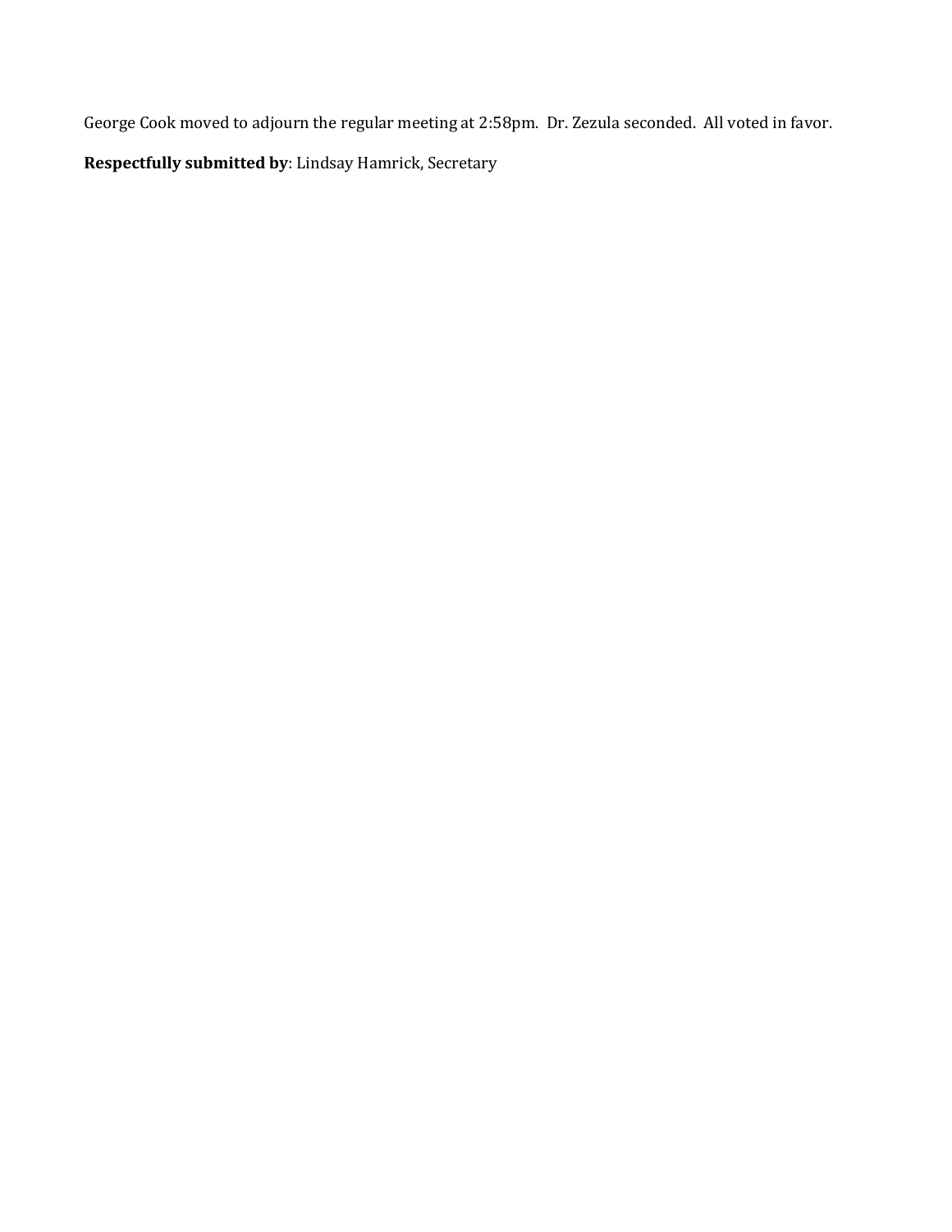George Cook moved to adjourn the regular meeting at 2:58pm. Dr. Zezula seconded. All voted in favor.

**Respectfully submitted by**: Lindsay Hamrick, Secretary